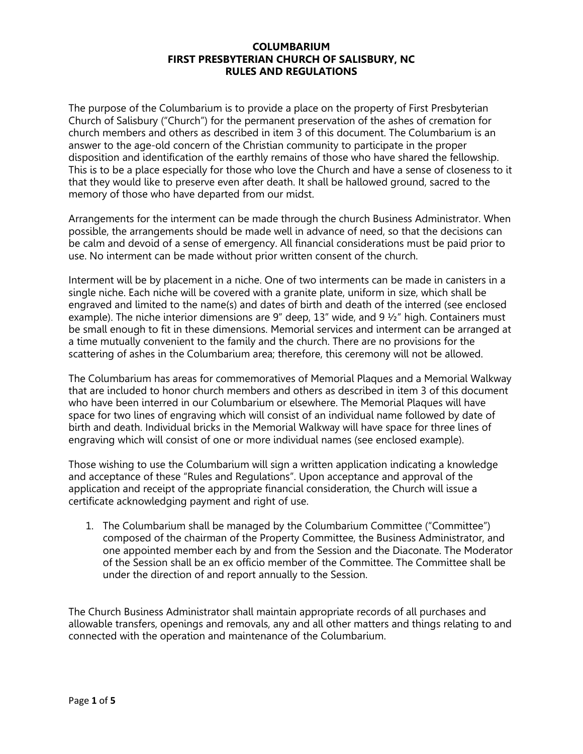# COLUMBARIUM
# FIRST PRESBYTERIAN CHURCH OF SALISBURY, NC
# RULES AND REGULATIONS

The purpose of the Columbarium is to provide a place on the property of First Presbyterian Church of Salisbury ("Church") for the permanent preservation of the ashes of cremation for church members and others as described in item 3 of this document. The Columbarium is an answer to the age-old concern of the Christian community to participate in the proper disposition and identification of the earthly remains of those who have shared the fellowship. This is to be a place especially for those who love the Church and have a sense of closeness to it that they would like to preserve even after death. It shall be hallowed ground, sacred to the memory of those who have departed from our midst.

Arrangements for the interment can be made through the church Business Administrator. When possible, the arrangements should be made well in advance of need, so that the decisions can be calm and devoid of a sense of emergency. All financial considerations must be paid prior to use. No interment can be made without prior written consent of the church.

Interment will be by placement in a niche. One of two interments can be made in canisters in a single niche. Each niche will be covered with a granite plate, uniform in size, which shall be engraved and limited to the name(s) and dates of birth and death of the interred (see enclosed example). The niche interior dimensions are 9" deep, 13" wide, and 9 ½" high. Containers must be small enough to fit in these dimensions. Memorial services and interment can be arranged at a time mutually convenient to the family and the church. There are no provisions for the scattering of ashes in the Columbarium area; therefore, this ceremony will not be allowed.

The Columbarium has areas for commemoratives of Memorial Plaques and a Memorial Walkway that are included to honor church members and others as described in item 3 of this document who have been interred in our Columbarium or elsewhere. The Memorial Plaques will have space for two lines of engraving which will consist of an individual name followed by date of birth and death. Individual bricks in the Memorial Walkway will have space for three lines of engraving which will consist of one or more individual names (see enclosed example).

Those wishing to use the Columbarium will sign a written application indicating a knowledge and acceptance of these "Rules and Regulations". Upon acceptance and approval of the application and receipt of the appropriate financial consideration, the Church will issue a certificate acknowledging payment and right of use.

1. The Columbarium shall be managed by the Columbarium Committee ("Committee") composed of the chairman of the Property Committee, the Business Administrator, and one appointed member each by and from the Session and the Diaconate. The Moderator of the Session shall be an ex officio member of the Committee. The Committee shall be under the direction of and report annually to the Session.

The Church Business Administrator shall maintain appropriate records of all purchases and allowable transfers, openings and removals, any and all other matters and things relating to and connected with the operation and maintenance of the Columbarium.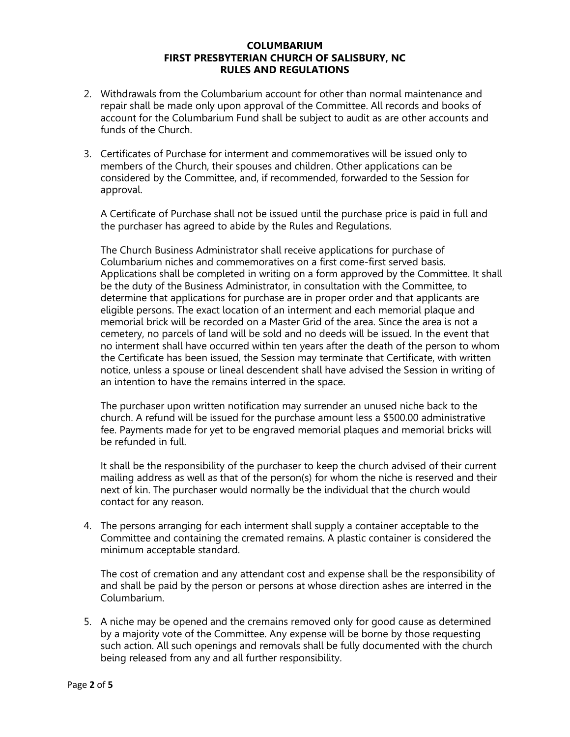**COLUMBARIUM**
**FIRST PRESBYTERIAN CHURCH OF SALISBURY, NC**
**RULES AND REGULATIONS**

2. Withdrawals from the Columbarium account for other than normal maintenance and repair shall be made only upon approval of the Committee. All records and books of account for the Columbarium Fund shall be subject to audit as are other accounts and funds of the Church.

3. Certificates of Purchase for interment and commemoratives will be issued only to members of the Church, their spouses and children. Other applications can be considered by the Committee, and, if recommended, forwarded to the Session for approval.

   A Certificate of Purchase shall not be issued until the purchase price is paid in full and the purchaser has agreed to abide by the Rules and Regulations.

   The Church Business Administrator shall receive applications for purchase of Columbarium niches and commemoratives on a first come-first served basis. Applications shall be completed in writing on a form approved by the Committee. It shall be the duty of the Business Administrator, in consultation with the Committee, to determine that applications for purchase are in proper order and that applicants are eligible persons. The exact location of an interment and each memorial plaque and memorial brick will be recorded on a Master Grid of the area. Since the area is not a cemetery, no parcels of land will be sold and no deeds will be issued. In the event that no interment shall have occurred within ten years after the death of the person to whom the Certificate has been issued, the Session may terminate that Certificate, with written notice, unless a spouse or lineal descendent shall have advised the Session in writing of an intention to have the remains interred in the space.

   The purchaser upon written notification may surrender an unused niche back to the church. A refund will be issued for the purchase amount less a $500.00 administrative fee. Payments made for yet to be engraved memorial plaques and memorial bricks will be refunded in full.

   It shall be the responsibility of the purchaser to keep the church advised of their current mailing address as well as that of the person(s) for whom the niche is reserved and their next of kin. The purchaser would normally be the individual that the church would contact for any reason.

4. The persons arranging for each interment shall supply a container acceptable to the Committee and containing the cremated remains. A plastic container is considered the minimum acceptable standard.

   The cost of cremation and any attendant cost and expense shall be the responsibility of and shall be paid by the person or persons at whose direction ashes are interred in the Columbarium.

5. A niche may be opened and the cremains removed only for good cause as determined by a majority vote of the Committee. Any expense will be borne by those requesting such action. All such openings and removals shall be fully documented with the church being released from any and all further responsibility.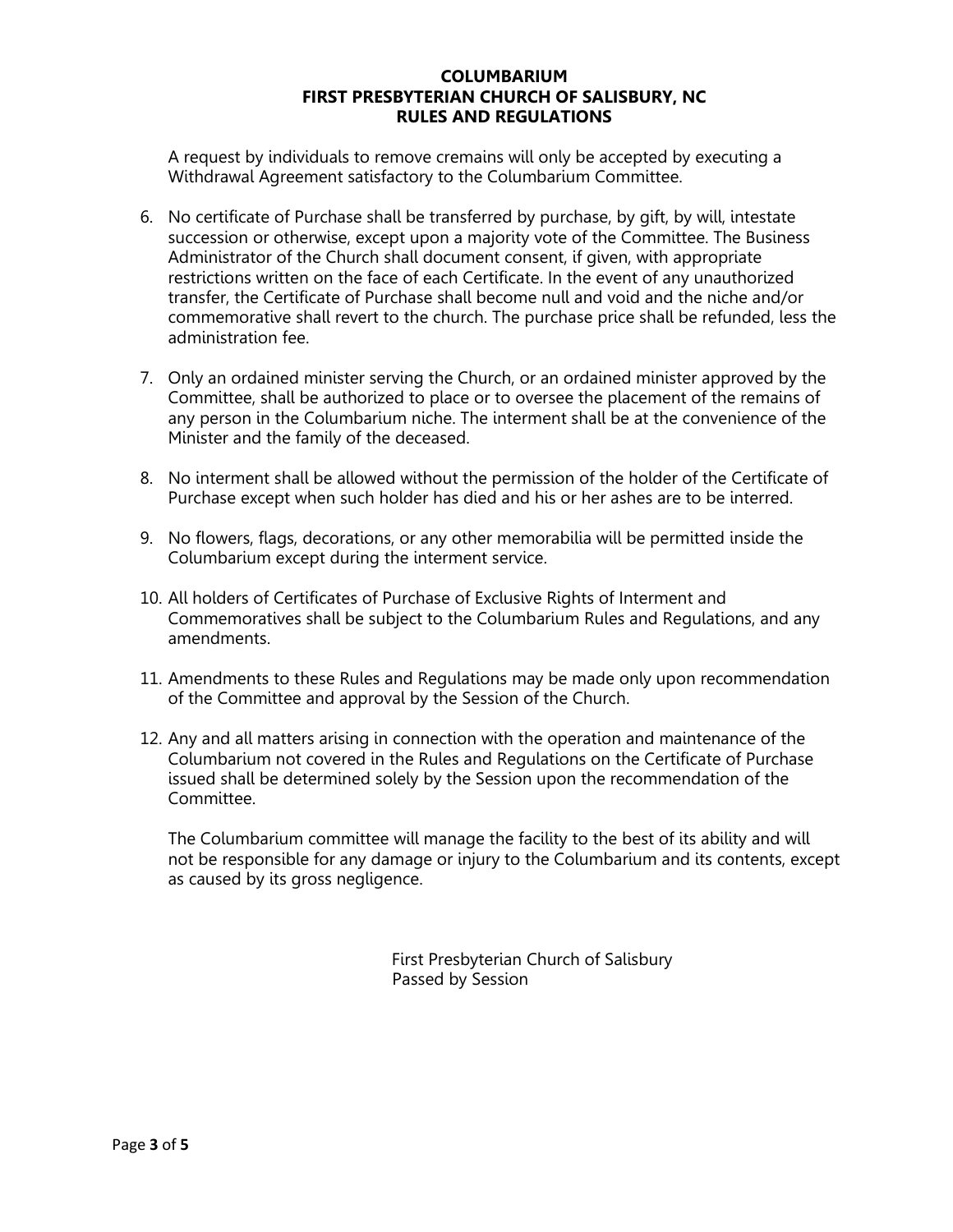**COLUMBARIUM**
**FIRST PRESBYTERIAN CHURCH OF SALISBURY, NC**
**RULES AND REGULATIONS**

A request by individuals to remove cremains will only be accepted by executing a Withdrawal Agreement satisfactory to the Columbarium Committee.

6. No certificate of Purchase shall be transferred by purchase, by gift, by will, intestate succession or otherwise, except upon a majority vote of the Committee. The Business Administrator of the Church shall document consent, if given, with appropriate restrictions written on the face of each Certificate. In the event of any unauthorized transfer, the Certificate of Purchase shall become null and void and the niche and/or commemorative shall revert to the church. The purchase price shall be refunded, less the administration fee.

7. Only an ordained minister serving the Church, or an ordained minister approved by the Committee, shall be authorized to place or to oversee the placement of the remains of any person in the Columbarium niche. The interment shall be at the convenience of the Minister and the family of the deceased.

8. No interment shall be allowed without the permission of the holder of the Certificate of Purchase except when such holder has died and his or her ashes are to be interred.

9. No flowers, flags, decorations, or any other memorabilia will be permitted inside the Columbarium except during the interment service.

10. All holders of Certificates of Purchase of Exclusive Rights of Interment and Commemoratives shall be subject to the Columbarium Rules and Regulations, and any amendments.

11. Amendments to these Rules and Regulations may be made only upon recommendation of the Committee and approval by the Session of the Church.

12. Any and all matters arising in connection with the operation and maintenance of the Columbarium not covered in the Rules and Regulations on the Certificate of Purchase issued shall be determined solely by the Session upon the recommendation of the Committee.

The Columbarium committee will manage the facility to the best of its ability and will not be responsible for any damage or injury to the Columbarium and its contents, except as caused by its gross negligence.

First Presbyterian Church of Salisbury
Passed by Session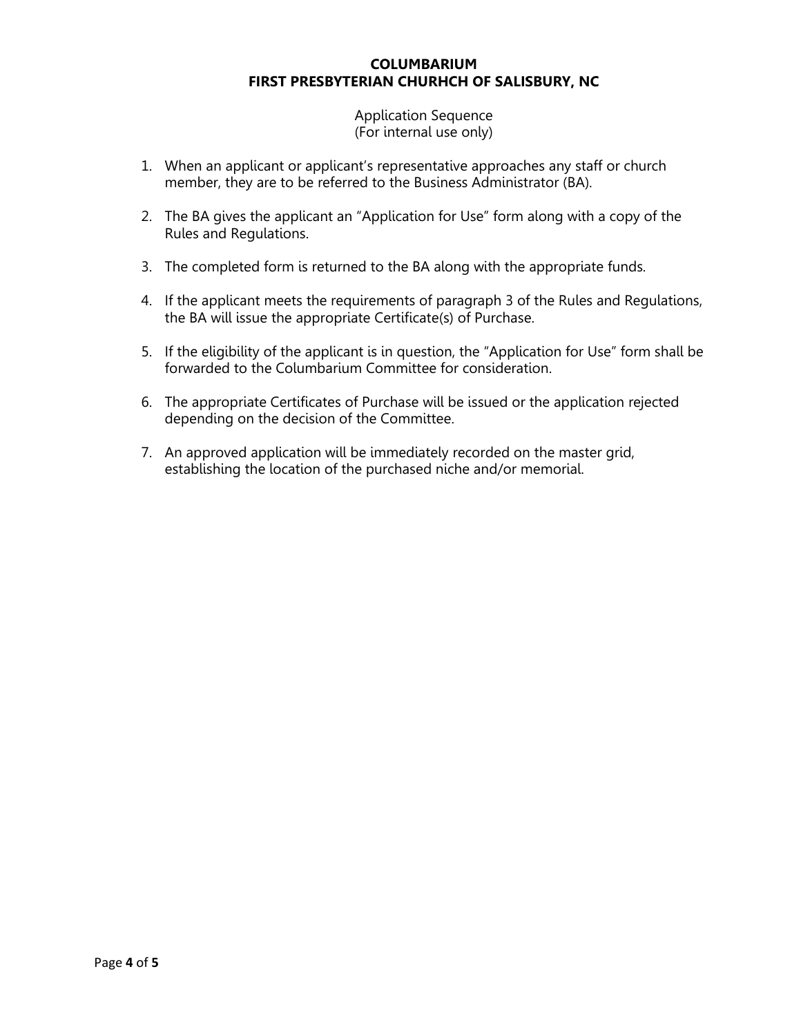**COLUMBARIUM**
**FIRST PRESBYTERIAN CHURHCH OF SALISBURY, NC**

Application Sequence
(For internal use only)

1. When an applicant or applicant's representative approaches any staff or church member, they are to be referred to the Business Administrator (BA).

2. The BA gives the applicant an "Application for Use" form along with a copy of the Rules and Regulations.

3. The completed form is returned to the BA along with the appropriate funds.

4. If the applicant meets the requirements of paragraph 3 of the Rules and Regulations, the BA will issue the appropriate Certificate(s) of Purchase.

5. If the eligibility of the applicant is in question, the "Application for Use" form shall be forwarded to the Columbarium Committee for consideration.

6. The appropriate Certificates of Purchase will be issued or the application rejected depending on the decision of the Committee.

7. An approved application will be immediately recorded on the master grid, establishing the location of the purchased niche and/or memorial.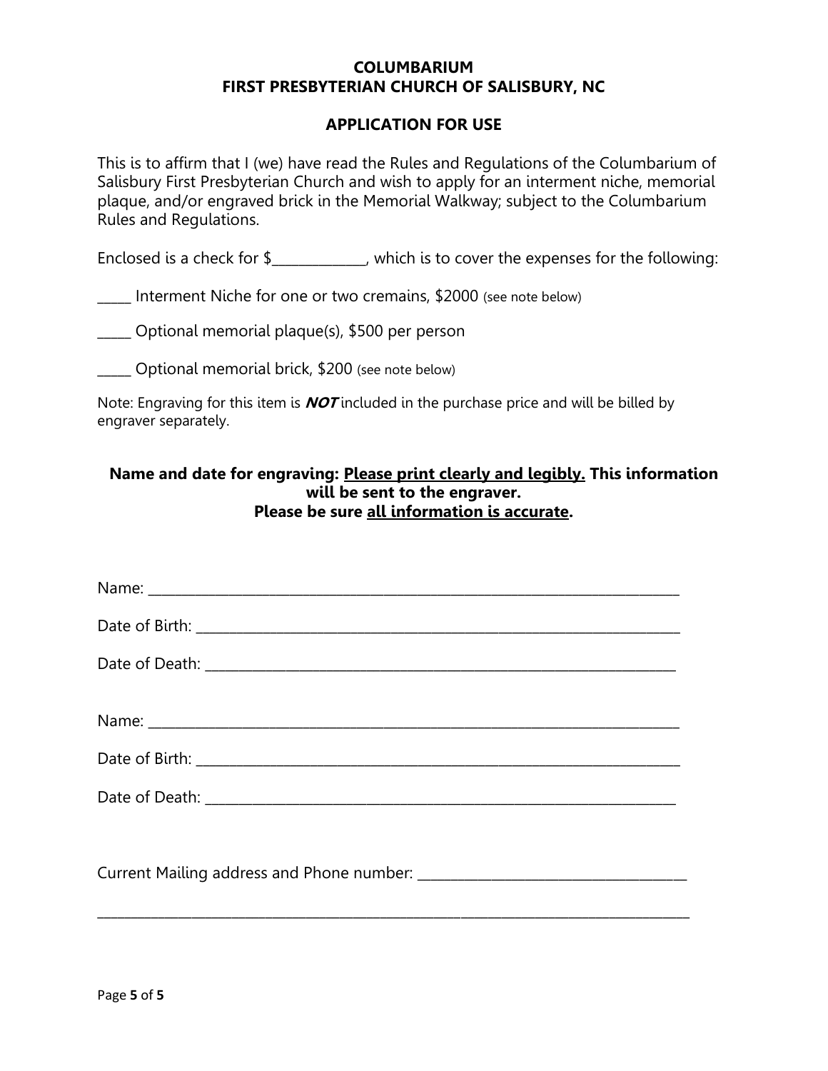**COLUMBARIUM**
**FIRST PRESBYTERIAN CHURCH OF SALISBURY, NC**

**APPLICATION FOR USE**

This is to affirm that I (we) have read the Rules and Regulations of the Columbarium of Salisbury First Presbyterian Church and wish to apply for an interment niche, memorial plaque, and/or engraved brick in the Memorial Walkway; subject to the Columbarium Rules and Regulations.

Enclosed is a check for $_____________, which is to cover the expenses for the following:

_____ Interment Niche for one or two cremains, $2000 (see note below)

_____ Optional memorial plaque(s), $500 per person

_____ Optional memorial brick, $200 (see note below)

Note: Engraving for this item is ***NOT*** included in the purchase price and will be billed by engraver separately.

**Name and date for engraving: <u>Please print clearly and legibly.</u> This information will be sent to the engraver.**
**Please be sure <u>all information is accurate</u>.**

Name: ___________________________________________________________________________

Date of Birth: _____________________________________________________________________

Date of Death: ____________________________________________________________________

Name: ___________________________________________________________________________

Date of Birth: _____________________________________________________________________

Date of Death: ____________________________________________________________________

Current Mailing address and Phone number: ___________________________________

_____________________________________________________________________________________